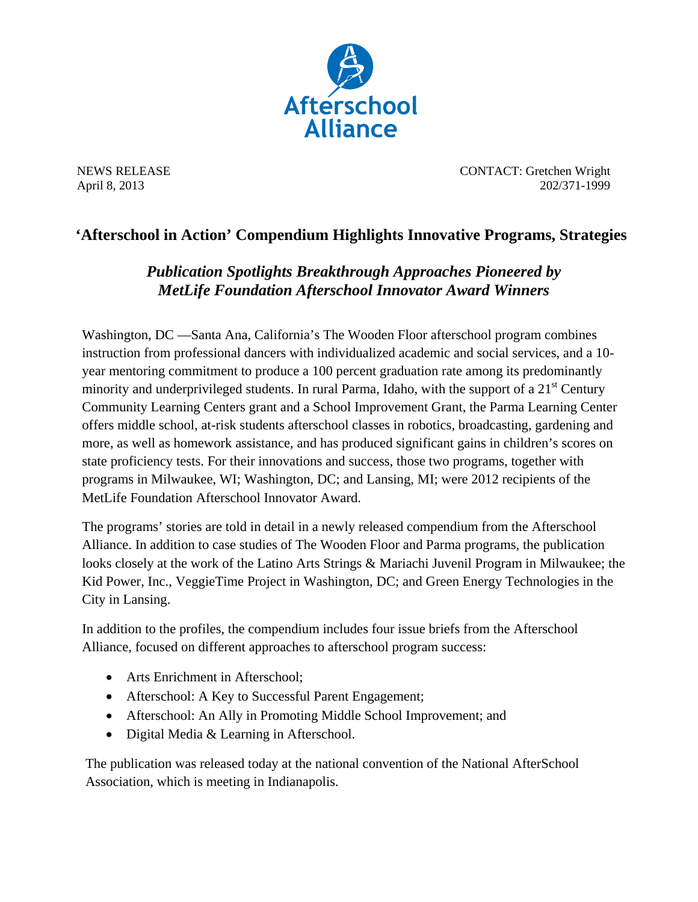Afterschool Alliance

NEWS RELEASE
April 8, 2013

CONTACT: Gretchen Wright
202/371-1999

# 'Afterschool in Action' Compendium Highlights Innovative Programs, Strategies

## *Publication Spotlights Breakthrough Approaches Pioneered by MetLife Foundation Afterschool Innovator Award Winners*

Washington, DC —Santa Ana, California's The Wooden Floor afterschool program combines instruction from professional dancers with individualized academic and social services, and a 10-year mentoring commitment to produce a 100 percent graduation rate among its predominantly minority and underprivileged students. In rural Parma, Idaho, with the support of a 21st Century Community Learning Centers grant and a School Improvement Grant, the Parma Learning Center offers middle school, at-risk students afterschool classes in robotics, broadcasting, gardening and more, as well as homework assistance, and has produced significant gains in children's scores on state proficiency tests. For their innovations and success, those two programs, together with programs in Milwaukee, WI; Washington, DC; and Lansing, MI; were 2012 recipients of the MetLife Foundation Afterschool Innovator Award.

The programs' stories are told in detail in a newly released compendium from the Afterschool Alliance. In addition to case studies of The Wooden Floor and Parma programs, the publication looks closely at the work of the Latino Arts Strings & Mariachi Juvenil Program in Milwaukee; the Kid Power, Inc., VeggieTime Project in Washington, DC; and Green Energy Technologies in the City in Lansing.

In addition to the profiles, the compendium includes four issue briefs from the Afterschool Alliance, focused on different approaches to afterschool program success:

- Arts Enrichment in Afterschool;
- Afterschool: A Key to Successful Parent Engagement;
- Afterschool: An Ally in Promoting Middle School Improvement; and
- Digital Media & Learning in Afterschool.

The publication was released today at the national convention of the National AfterSchool Association, which is meeting in Indianapolis.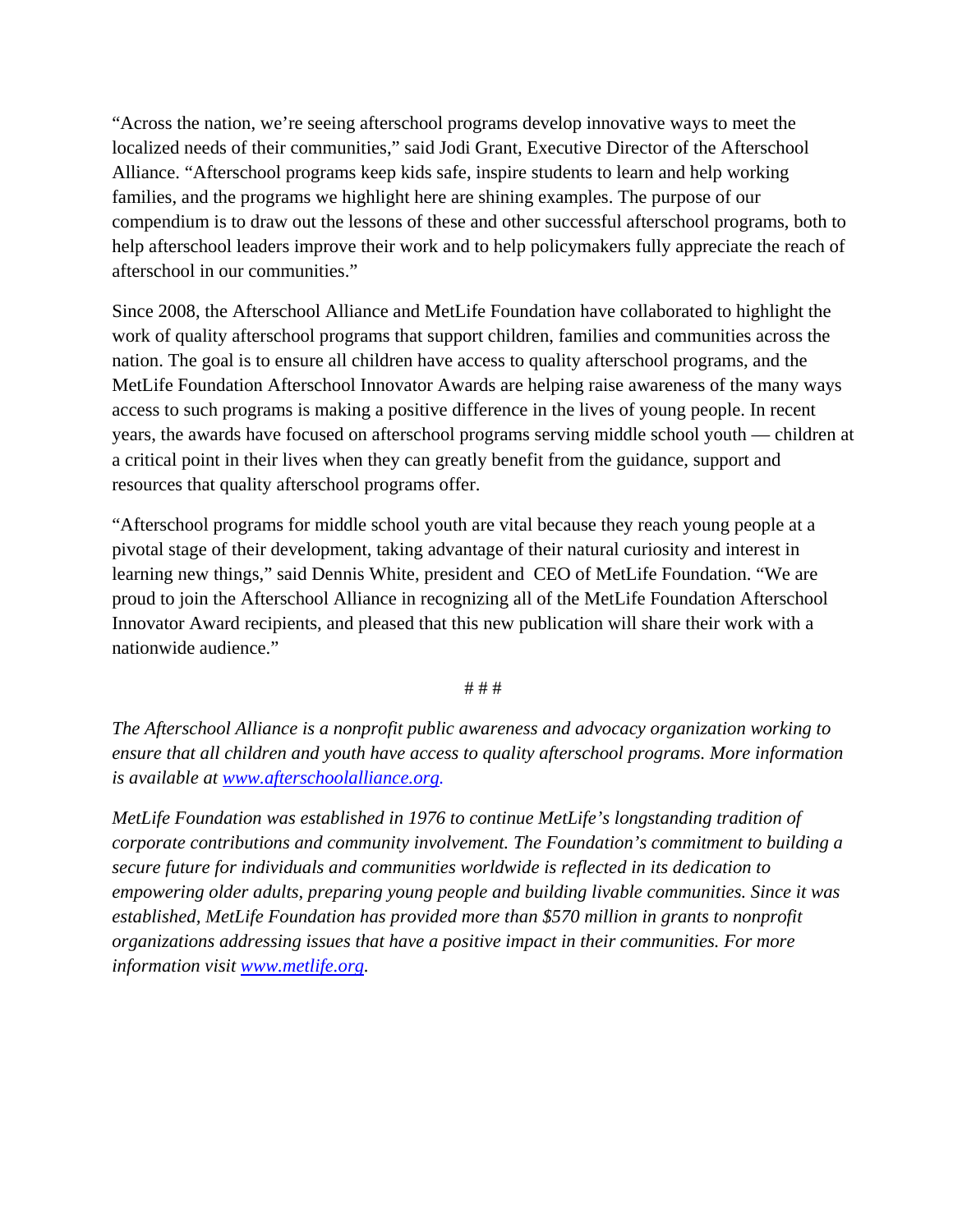"Across the nation, we're seeing afterschool programs develop innovative ways to meet the localized needs of their communities," said Jodi Grant, Executive Director of the Afterschool Alliance. "Afterschool programs keep kids safe, inspire students to learn and help working families, and the programs we highlight here are shining examples. The purpose of our compendium is to draw out the lessons of these and other successful afterschool programs, both to help afterschool leaders improve their work and to help policymakers fully appreciate the reach of afterschool in our communities."

Since 2008, the Afterschool Alliance and MetLife Foundation have collaborated to highlight the work of quality afterschool programs that support children, families and communities across the nation. The goal is to ensure all children have access to quality afterschool programs, and the MetLife Foundation Afterschool Innovator Awards are helping raise awareness of the many ways access to such programs is making a positive difference in the lives of young people. In recent years, the awards have focused on afterschool programs serving middle school youth — children at a critical point in their lives when they can greatly benefit from the guidance, support and resources that quality afterschool programs offer.

"Afterschool programs for middle school youth are vital because they reach young people at a pivotal stage of their development, taking advantage of their natural curiosity and interest in learning new things," said Dennis White, president and CEO of MetLife Foundation. "We are proud to join the Afterschool Alliance in recognizing all of the MetLife Foundation Afterschool Innovator Award recipients, and pleased that this new publication will share their work with a nationwide audience."

# # #

*The Afterschool Alliance is a nonprofit public awareness and advocacy organization working to ensure that all children and youth have access to quality afterschool programs. More information is available at www.afterschoolalliance.org.*

*MetLife Foundation was established in 1976 to continue MetLife's longstanding tradition of corporate contributions and community involvement. The Foundation's commitment to building a secure future for individuals and communities worldwide is reflected in its dedication to empowering older adults, preparing young people and building livable communities. Since it was established, MetLife Foundation has provided more than $570 million in grants to nonprofit organizations addressing issues that have a positive impact in their communities. For more information visit www.metlife.org.*